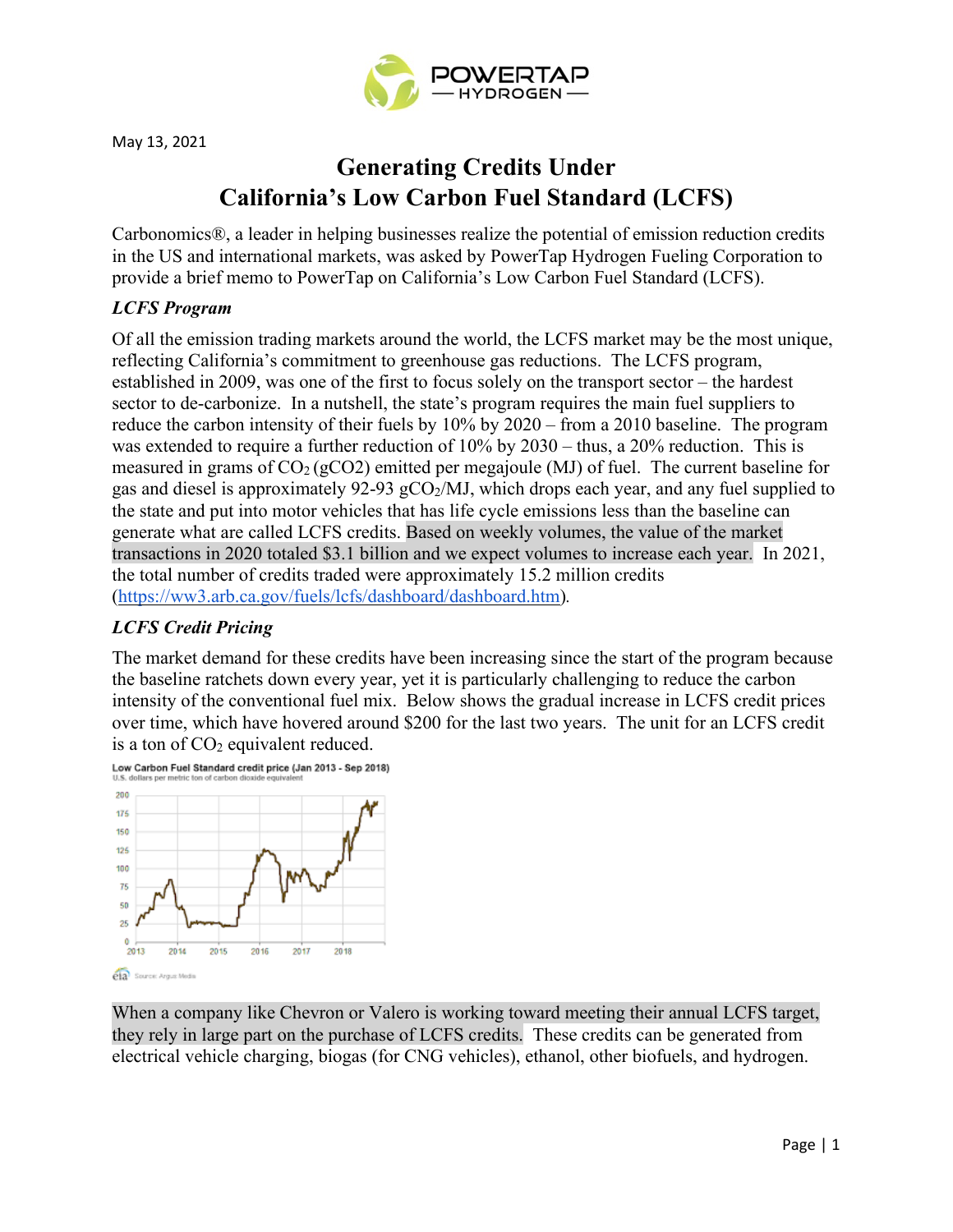May 13, 2021

# Generating Credits Under California's Low Carbon Fuel Standard (LCFS)

Carbonomics®, a leader in helping businesses realize the potential of emission reduction credits in the US and international markets, was asked by PowerTap Hydrogen Fueling Corporation to provide a brief memo to PowerTap on California's Low Carbon Fuel Standard (LCFS).

### *LCFS Program*

Of all the emission trading markets around the world, the LCFS market may be the most unique, reflecting California's commitment to greenhouse gas reductions. The LCFS program, established in 2009, was one of the first to focus solely on the transport sector – the hardest sector to de-carbonize. In a nutshell, the state's program requires the main fuel suppliers to reduce the carbon intensity of their fuels by 10% by 2020 – from a 2010 baseline. The program was extended to require a further reduction of 10% by 2030 – thus, a 20% reduction. This is measured in grams of $CO_2$ (gCO2) emitted per megajoule (MJ) of fuel. The current baseline for gas and diesel is approximately 92-93 $gCO_2/MJ$, which drops each year, and any fuel supplied to the state and put into motor vehicles that has life cycle emissions less than the baseline can generate what are called LCFS credits. Based on weekly volumes, the value of the market transactions in 2020 totaled $3.1 billion and we expect volumes to increase each year. In 2021, the total number of credits traded were approximately 15.2 million credits (https://ww3.arb.ca.gov/fuels/lcfs/dashboard/dashboard.htm).

### *LCFS Credit Pricing*

The market demand for these credits have been increasing since the start of the program because the baseline ratchets down every year, yet it is particularly challenging to reduce the carbon intensity of the conventional fuel mix. Below shows the gradual increase in LCFS credit prices over time, which have hovered around $200 for the last two years. The unit for an LCFS credit is a ton of $CO_2$ equivalent reduced.

When a company like Chevron or Valero is working toward meeting their annual LCFS target, they rely in large part on the purchase of LCFS credits. These credits can be generated from electrical vehicle charging, biogas (for CNG vehicles), ethanol, other biofuels, and hydrogen.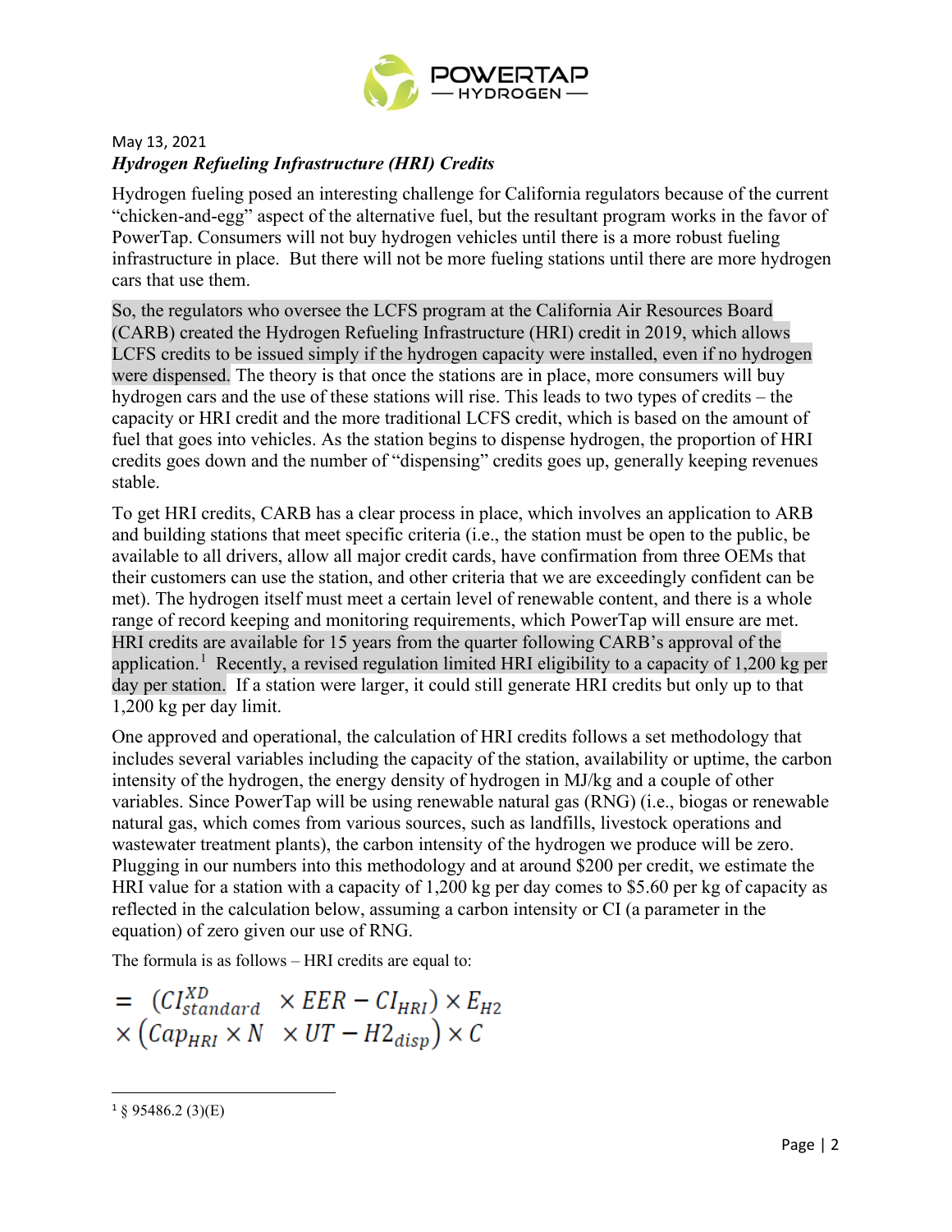May 13, 2021

***Hydrogen Refueling Infrastructure (HRI) Credits***

Hydrogen fueling posed an interesting challenge for California regulators because of the current "chicken-and-egg" aspect of the alternative fuel, but the resultant program works in the favor of PowerTap. Consumers will not buy hydrogen vehicles until there is a more robust fueling infrastructure in place. But there will not be more fueling stations until there are more hydrogen cars that use them.

So, the regulators who oversee the LCFS program at the California Air Resources Board (CARB) created the Hydrogen Refueling Infrastructure (HRI) credit in 2019, which allows LCFS credits to be issued simply if the hydrogen capacity were installed, even if no hydrogen were dispensed. The theory is that once the stations are in place, more consumers will buy hydrogen cars and the use of these stations will rise. This leads to two types of credits – the capacity or HRI credit and the more traditional LCFS credit, which is based on the amount of fuel that goes into vehicles. As the station begins to dispense hydrogen, the proportion of HRI credits goes down and the number of "dispensing" credits goes up, generally keeping revenues stable.

To get HRI credits, CARB has a clear process in place, which involves an application to ARB and building stations that meet specific criteria (i.e., the station must be open to the public, be available to all drivers, allow all major credit cards, have confirmation from three OEMs that their customers can use the station, and other criteria that we are exceedingly confident can be met). The hydrogen itself must meet a certain level of renewable content, and there is a whole range of record keeping and monitoring requirements, which PowerTap will ensure are met. HRI credits are available for 15 years from the quarter following CARB's approval of the application.[1] Recently, a revised regulation limited HRI eligibility to a capacity of 1,200 kg per day per station. If a station were larger, it could still generate HRI credits but only up to that 1,200 kg per day limit.

One approved and operational, the calculation of HRI credits follows a set methodology that includes several variables including the capacity of the station, availability or uptime, the carbon intensity of the hydrogen, the energy density of hydrogen in MJ/kg and a couple of other variables. Since PowerTap will be using renewable natural gas (RNG) (i.e., biogas or renewable natural gas, which comes from various sources, such as landfills, livestock operations and wastewater treatment plants), the carbon intensity of the hydrogen we produce will be zero. Plugging in our numbers into this methodology and at around $200 per credit, we estimate the HRI value for a station with a capacity of 1,200 kg per day comes to $5.60 per kg of capacity as reflected in the calculation below, assuming a carbon intensity or CI (a parameter in the equation) of zero given our use of RNG.

The formula is as follows – HRI credits are equal to:

$$= \left(CI_{standard}^{XD} \times EER - CI_{HRI}\right) \times E_{H2} \times \left(Cap_{HRI} \times N \times UT - H2_{disp}\right) \times C$$

[1] § 95486.2 (3)(E)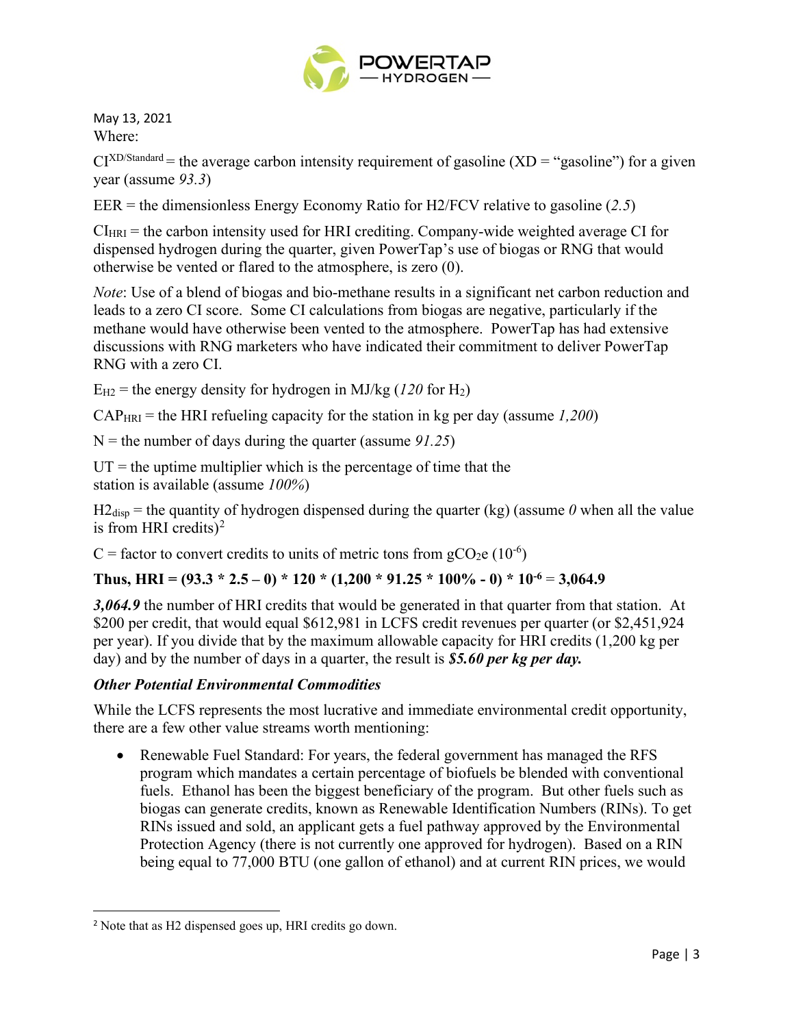May 13, 2021

Where:

$CI^{XD/Standard}$ = the average carbon intensity requirement of gasoline (XD = "gasoline") for a given year (assume *93.3*)

EER = the dimensionless Energy Economy Ratio for H2/FCV relative to gasoline (*2.5*)

$CI_{HRI}$ = the carbon intensity used for HRI crediting. Company-wide weighted average CI for dispensed hydrogen during the quarter, given PowerTap's use of biogas or RNG that would otherwise be vented or flared to the atmosphere, is zero (0).

*Note*: Use of a blend of biogas and bio-methane results in a significant net carbon reduction and leads to a zero CI score. Some CI calculations from biogas are negative, particularly if the methane would have otherwise been vented to the atmosphere. PowerTap has had extensive discussions with RNG marketers who have indicated their commitment to deliver PowerTap RNG with a zero CI.

$E_{H2}$ = the energy density for hydrogen in MJ/kg (*120* for $H_2$)

$CAP_{HRI}$ = the HRI refueling capacity for the station in kg per day (assume *1,200*)

N = the number of days during the quarter (assume *91.25*)

UT = the uptime multiplier which is the percentage of time that the station is available (assume *100%*)

$H2_{disp}$ = the quantity of hydrogen dispensed during the quarter (kg) (assume *0* when all the value is from HRI credits)[2]

C = factor to convert credits to units of metric tons from $gCO_2e$ ($10^{-6}$)

**Thus, HRI = (93.3 \* 2.5 – 0) \* 120 \* (1,200 \* 91.25 \* 100% - 0) \* $10^{-6}$** = **3,064.9**

***3,064.9*** the number of HRI credits that would be generated in that quarter from that station. At $200 per credit, that would equal $612,981 in LCFS credit revenues per quarter (or $2,451,924 per year). If you divide that by the maximum allowable capacity for HRI credits (1,200 kg per day) and by the number of days in a quarter, the result is ***$5.60 per kg per day.***

### *Other Potential Environmental Commodities*

While the LCFS represents the most lucrative and immediate environmental credit opportunity, there are a few other value streams worth mentioning:

- Renewable Fuel Standard: For years, the federal government has managed the RFS program which mandates a certain percentage of biofuels be blended with conventional fuels. Ethanol has been the biggest beneficiary of the program. But other fuels such as biogas can generate credits, known as Renewable Identification Numbers (RINs). To get RINs issued and sold, an applicant gets a fuel pathway approved by the Environmental Protection Agency (there is not currently one approved for hydrogen). Based on a RIN being equal to 77,000 BTU (one gallon of ethanol) and at current RIN prices, we would

---

[2] Note that as H2 dispensed goes up, HRI credits go down.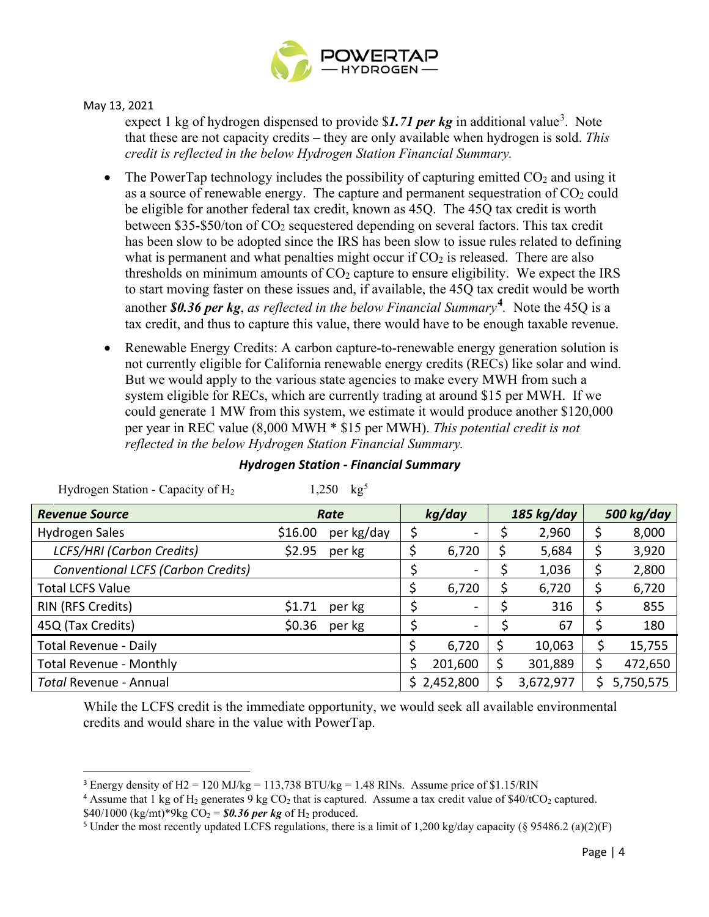May 13, 2021

expect 1 kg of hydrogen dispensed to provide $***1.71 per kg*** in additional value[3]. Note that these are not capacity credits – they are only available when hydrogen is sold. *This credit is reflected in the below Hydrogen Station Financial Summary.*

- The PowerTap technology includes the possibility of capturing emitted $CO_2$ and using it as a source of renewable energy. The capture and permanent sequestration of $CO_2$ could be eligible for another federal tax credit, known as 45Q. The 45Q tax credit is worth between $35-$50/ton of $CO_2$ sequestered depending on several factors. This tax credit has been slow to be adopted since the IRS has been slow to issue rules related to defining what is permanent and what penalties might occur if $CO_2$ is released. There are also thresholds on minimum amounts of $CO_2$ capture to ensure eligibility. We expect the IRS to start moving faster on these issues and, if available, the 45Q tax credit would be worth another ***$0.36 per kg***, *as reflected in the below Financial Summary*[4]. Note the 45Q is a tax credit, and thus to capture this value, there would have to be enough taxable revenue.
- Renewable Energy Credits: A carbon capture-to-renewable energy generation solution is not currently eligible for California renewable energy credits (RECs) like solar and wind. But we would apply to the various state agencies to make every MWH from such a system eligible for RECs, which are currently trading at around $15 per MWH. If we could generate 1 MW from this system, we estimate it would produce another $120,000 per year in REC value (8,000 MWH * $15 per MWH). *This potential credit is not reflected in the below Hydrogen Station Financial Summary.*

***Hydrogen Station - Financial Summary***

Hydrogen Station - Capacity of $H_2$ 1,250 kg[5]

| ***Revenue Source*** | ***Rate*** | | ***kg/day*** | ***185 kg/day*** | ***500 kg/day*** |
|---|---|---|---|---|---|
| Hydrogen Sales | $16.00 | per kg/day | $ - | $ 2,960 | $ 8,000 |
| *LCFS/HRI (Carbon Credits)* | $2.95 | per kg | $ 6,720 | $ 5,684 | $ 3,920 |
| *Conventional LCFS (Carbon Credits)* | | | $ - | $ 1,036 | $ 2,800 |
| Total LCFS Value | | | $ 6,720 | $ 6,720 | $ 6,720 |
| RIN (RFS Credits) | $1.71 | per kg | $ - | $ 316 | $ 855 |
| 45Q (Tax Credits) | $0.36 | per kg | $ - | $ 67 | $ 180 |
| Total Revenue - Daily | | | $ 6,720 | $ 10,063 | $ 15,755 |
| Total Revenue - Monthly | | | $ 201,600 | $ 301,889 | $ 472,650 |
| *Total* Revenue - Annual | | | $ 2,452,800 | $ 3,672,977 | $ 5,750,575 |

While the LCFS credit is the immediate opportunity, we would seek all available environmental credits and would share in the value with PowerTap.

---

[3] Energy density of H2 = 120 MJ/kg = 113,738 BTU/kg = 1.48 RINs. Assume price of $1.15/RIN

[4] Assume that 1 kg of $H_2$ generates 9 kg $CO_2$ that is captured. Assume a tax credit value of $40/t$CO_2$ captured. $40/1000 (kg/mt)*9kg $CO_2$ = ***$0.36 per kg*** of $H_2$ produced.

[5] Under the most recently updated LCFS regulations, there is a limit of 1,200 kg/day capacity (§ 95486.2 (a)(2)(F)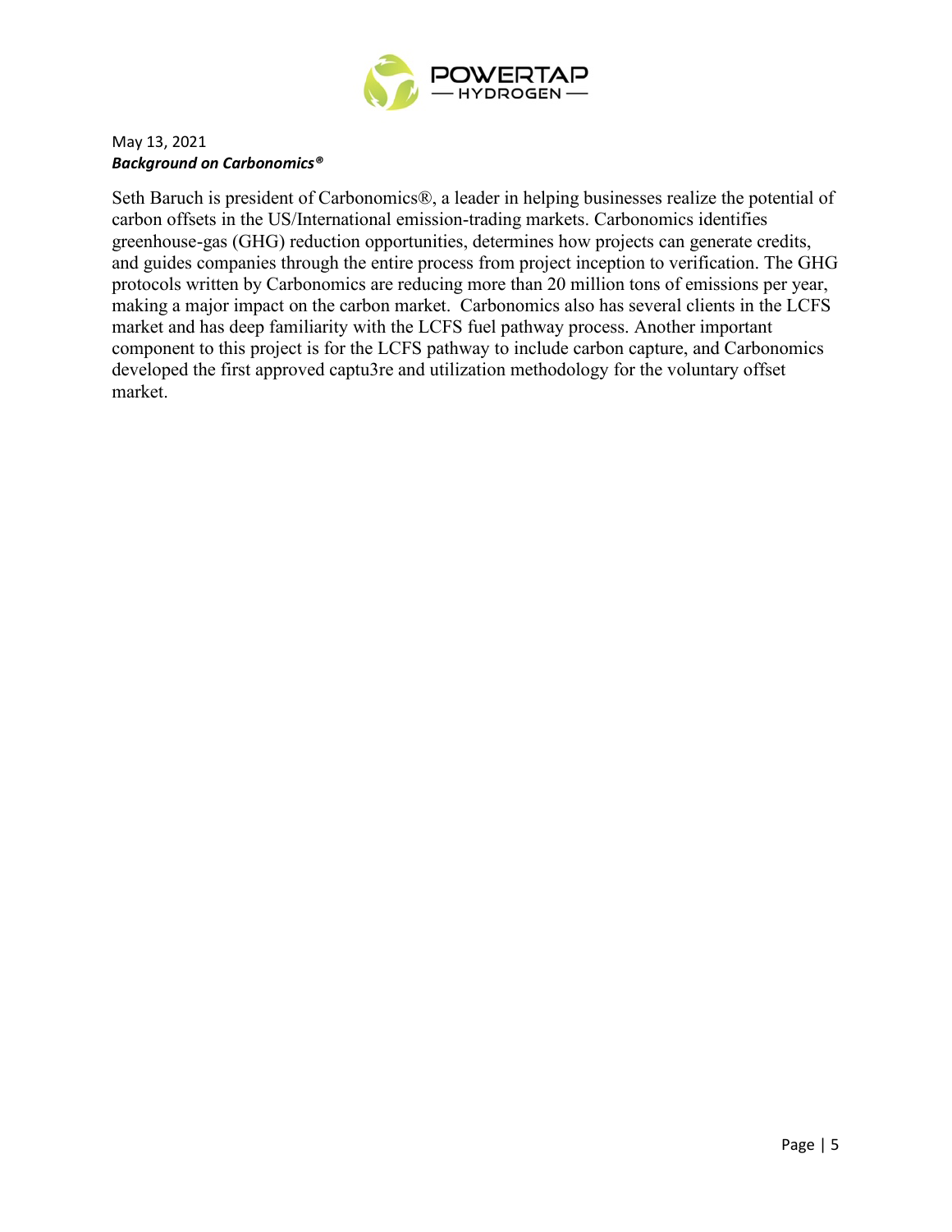May 13, 2021

***Background on Carbonomics®***

Seth Baruch is president of Carbonomics®, a leader in helping businesses realize the potential of carbon offsets in the US/International emission-trading markets. Carbonomics identifies greenhouse-gas (GHG) reduction opportunities, determines how projects can generate credits, and guides companies through the entire process from project inception to verification. The GHG protocols written by Carbonomics are reducing more than 20 million tons of emissions per year, making a major impact on the carbon market. Carbonomics also has several clients in the LCFS market and has deep familiarity with the LCFS fuel pathway process. Another important component to this project is for the LCFS pathway to include carbon capture, and Carbonomics developed the first approved captu3re and utilization methodology for the voluntary offset market.